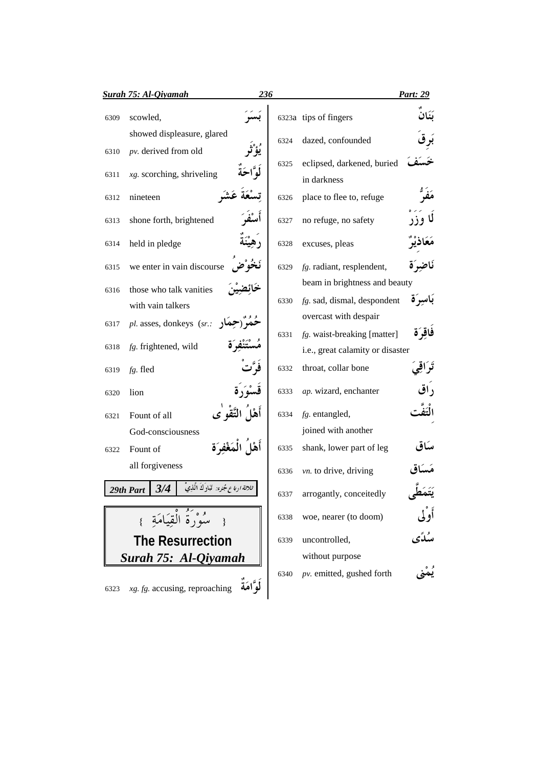| No. | English | Arabic |
|---|---|---|
| 6309 | scowled, showed displeasure, glared | بَسَرَ |
| 6310 | *pv.* derived from old | يُؤْثَر |
| 6311 | *xg.* scorching, shriveling | لَوَّاحَةٌ |
| 6312 | nineteen | تِسْعَةَ عَشَرَ |
| 6313 | shone forth, brightened | أَسْفَرَ |
| 6314 | held in pledge | رَهِيْنَةٌ |
| 6315 | we enter in vain discourse | نَخُوْضُ |
| 6316 | those who talk vanities with vain talkers | خَائِضِيْنَ |
| 6317 | *pl.* asses, donkeys (*sr.:* حِمَار) | حُمُرٌ |
| 6318 | *fg.* frightened, wild | مُسْتَنْفِرَة |
| 6319 | *fg.* fled | فَرَّتْ |
| 6320 | lion | قَسْوَرَة |
| 6321 | Fount of all God-consciousness | أَهْلُ التَّقْوٰى |
| 6322 | Fount of all forgiveness | أَهْلُ الْمَغْفِرَة |

**29th Part 3/4** ثلاثة ارباع جُزء: تَبَارَكَ الَّذِيْ

## سُوْرَةُ الْقِيَامَةِ
## The Resurrection
## *Surah 75: Al-Qiyamah*

| No. | English | Arabic |
|---|---|---|
| 6323 | *xg. fg.* accusing, reproaching | لَوَّامَةٌ |
| 6323a | tips of fingers | بَنَانٌ |
| 6324 | dazed, confounded | بَرِقَ |
| 6325 | eclipsed, darkened, buried in darkness | خَسَفَ |
| 6326 | place to flee to, refuge | مَفَرُّ |
| 6327 | no refuge, no safety | لَا وَزَرْ |
| 6328 | excuses, pleas | مَعَاذِيْرٌ |
| 6329 | *fg.* radiant, resplendent, beam in brightness and beauty | نَاضِرَة |
| 6330 | *fg.* sad, dismal, despondent overcast with despair | بَاسِرَة |
| 6331 | *fg.* waist-breaking [matter] i.e., great calamity or disaster | فَاقِرَة |
| 6332 | throat, collar bone | تَرَاقِيَ |
| 6333 | *ap.* wizard, enchanter | رَاق |
| 6334 | *fg.* entangled, joined with another | الْتَفَّت |
| 6335 | shank, lower part of leg | سَاق |
| 6336 | *vn.* to drive, driving | مَسَاق |
| 6337 | arrogantly, conceitedly | يَتَمَطّٰى |
| 6338 | woe, nearer (to doom) | أَوْلٰى |
| 6339 | uncontrolled, without purpose | سُدًى |
| 6340 | *pv.* emitted, gushed forth | يُمْنٰى |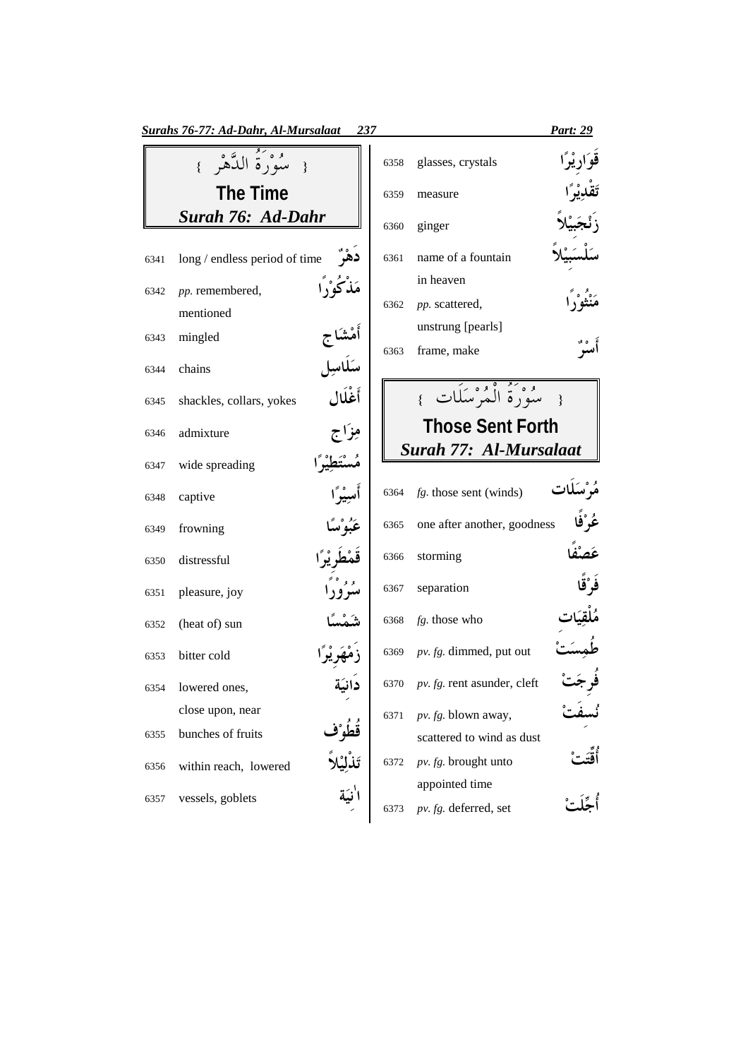## { سُوْرَةُ الدَّهْرِ }

## The Time

## *Surah 76: Ad-Dahr*

| No. | Meaning | Word |
|---|---|---|
| 6341 | long / endless period of time | دَهْرٌ |
| 6342 | *pp.* remembered, mentioned | مَذْكُوْرًا |
| 6343 | mingled | أَمْشَاج |
| 6344 | chains | سَلَاسِل |
| 6345 | shackles, collars, yokes | أَغْلَال |
| 6346 | admixture | مِزَاج |
| 6347 | wide spreading | مُسْتَطِيْرًا |
| 6348 | captive | أَسِيْرًا |
| 6349 | frowning | عَبُوْسًا |
| 6350 | distressful | قَمْطَرِيْرًا |
| 6351 | pleasure, joy | سُرُوْرًا |
| 6352 | (heat of) sun | شَمْسًا |
| 6353 | bitter cold | زَمْهَرِيْرًا |
| 6354 | lowered ones, close upon, near | دَانِيَة |
| 6355 | bunches of fruits | قُطُوْف |
| 6356 | within reach, lowered | تَذْلِيْلاً |
| 6357 | vessels, goblets | اٰنِيَة |
| 6358 | glasses, crystals | قَوَارِيْرًا |
| 6359 | measure | تَقْدِيْرًا |
| 6360 | ginger | زَنْجَبِيْلاً |
| 6361 | name of a fountain in heaven | سَلْسَبِيْلاً |
| 6362 | *pp.* scattered, unstrung [pearls] | مَنْثُوْرًا |
| 6363 | frame, make | أَسْرٌ |

## { سُوْرَةُ الْمُرْسَلَات }

## Those Sent Forth

## *Surah 77: Al-Mursalaat*

| No. | Meaning | Word |
|---|---|---|
| 6364 | *fg.* those sent (winds) | مُرْسَلَات |
| 6365 | one after another, goodness | عُرْفًا |
| 6366 | storming | عَصْفًا |
| 6367 | separation | فَرْقًا |
| 6368 | *fg.* those who | مُلْقِيَات |
| 6369 | *pv. fg.* dimmed, put out | طُمِسَتْ |
| 6370 | *pv. fg.* rent asunder, cleft | فُرِجَتْ |
| 6371 | *pv. fg.* blown away, scattered to wind as dust | نُسِفَتْ |
| 6372 | *pv. fg.* brought unto appointed time | أُقِّتَتْ |
| 6373 | *pv. fg.* deferred, set | أُجِّلَتْ |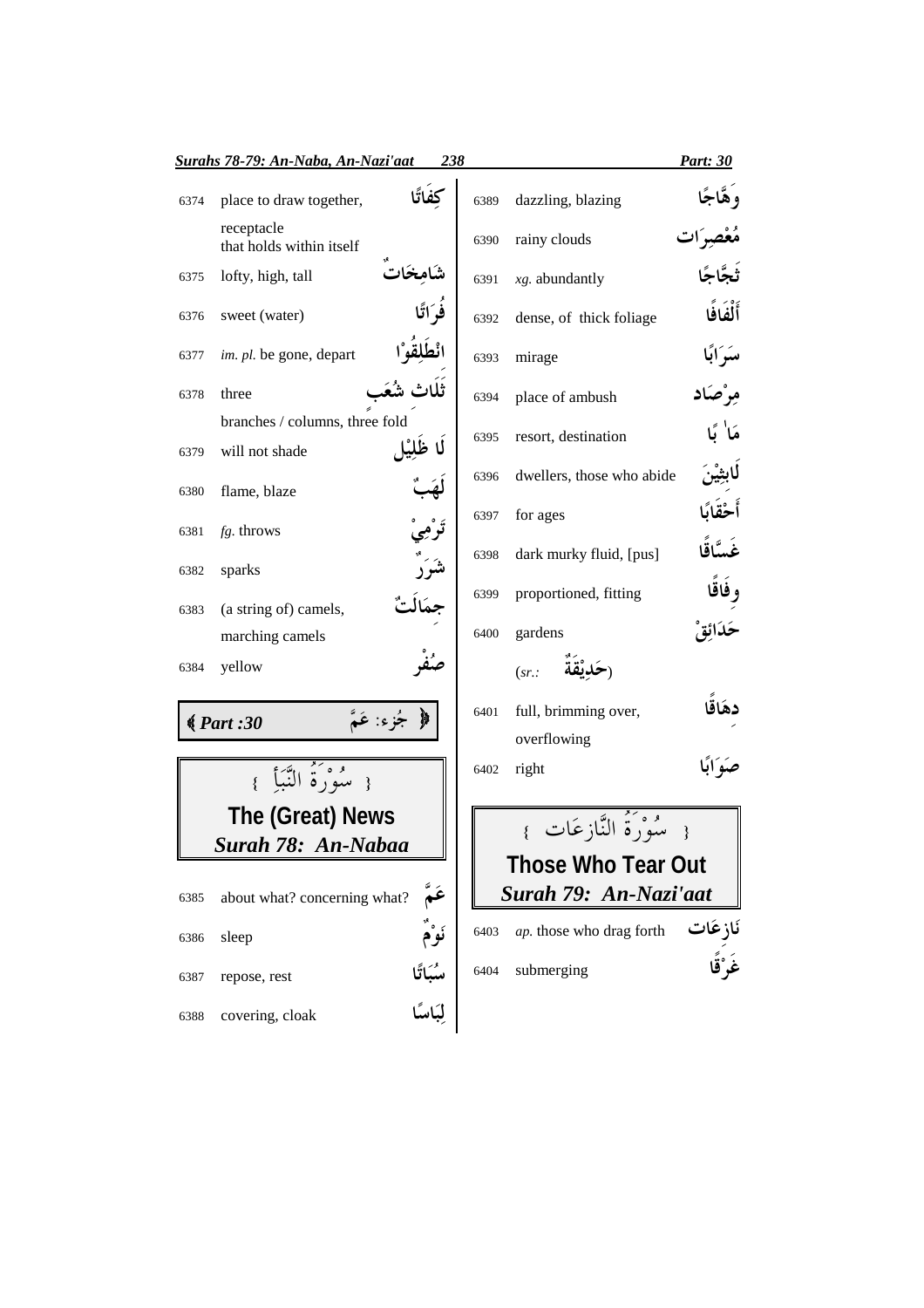| No. | Meaning | Arabic |
|---|---|---|
| 6374 | place to draw together, receptacle that holds within itself | كِفَاتًا |
| 6375 | lofty, high, tall | شَامِخَاتٌ |
| 6376 | sweet (water) | فُرَاتًا |
| 6377 | *im. pl.* be gone, depart | انْطَلِقُوْا |
| 6378 | three branches / columns, three fold | ثَلَاثِ شُعَبٍ |
| 6379 | will not shade | لَا ظَلِيْلٍ |
| 6380 | flame, blaze | لَهَبٌ |
| 6381 | *fg.* throws | تَرْمِيْ |
| 6382 | sparks | شَرَرٌ |
| 6383 | (a string of) camels, marching camels | جِمَالَتٌ |
| 6384 | yellow | صُفْرٌ |

**« Part :30** جُزء: عَمَّ **»**

## { سُوْرَةُ النَّبَأِ }
## The (Great) News
### *Surah 78: An-Nabaa*

| No. | Meaning | Arabic |
|---|---|---|
| 6385 | about what? concerning what? | عَمَّ |
| 6386 | sleep | نَوْمٌ |
| 6387 | repose, rest | سُبَاتًا |
| 6388 | covering, cloak | لِبَاسًا |
| 6389 | dazzling, blazing | وَهَّاجًا |
| 6390 | rainy clouds | مُعْصِرَات |
| 6391 | *xg.* abundantly | ثَجَّاجًا |
| 6392 | dense, of thick foliage | أَلْفَافًا |
| 6393 | mirage | سَرَابًا |
| 6394 | place of ambush | مِرْصَاد |
| 6395 | resort, destination | مَآبًا |
| 6396 | dwellers, those who abide | لَابِثِيْنَ |
| 6397 | for ages | أَحْقَابًا |
| 6398 | dark murky fluid, [pus] | غَسَّاقًا |
| 6399 | proportioned, fitting | وِفَاقًا |
| 6400 | gardens (*sr.:* حَدِيْقَةٌ) | حَدَائِقْ |
| 6401 | full, brimming over, overflowing | دِهَاقًا |
| 6402 | right | صَوَابًا |

## { سُوْرَةُ النَّازِعَات }
## Those Who Tear Out
### *Surah 79: An-Nazi'aat*

| No. | Meaning | Arabic |
|---|---|---|
| 6403 | *ap.* those who drag forth | نَازِعَات |
| 6404 | submerging | غَرْقًا |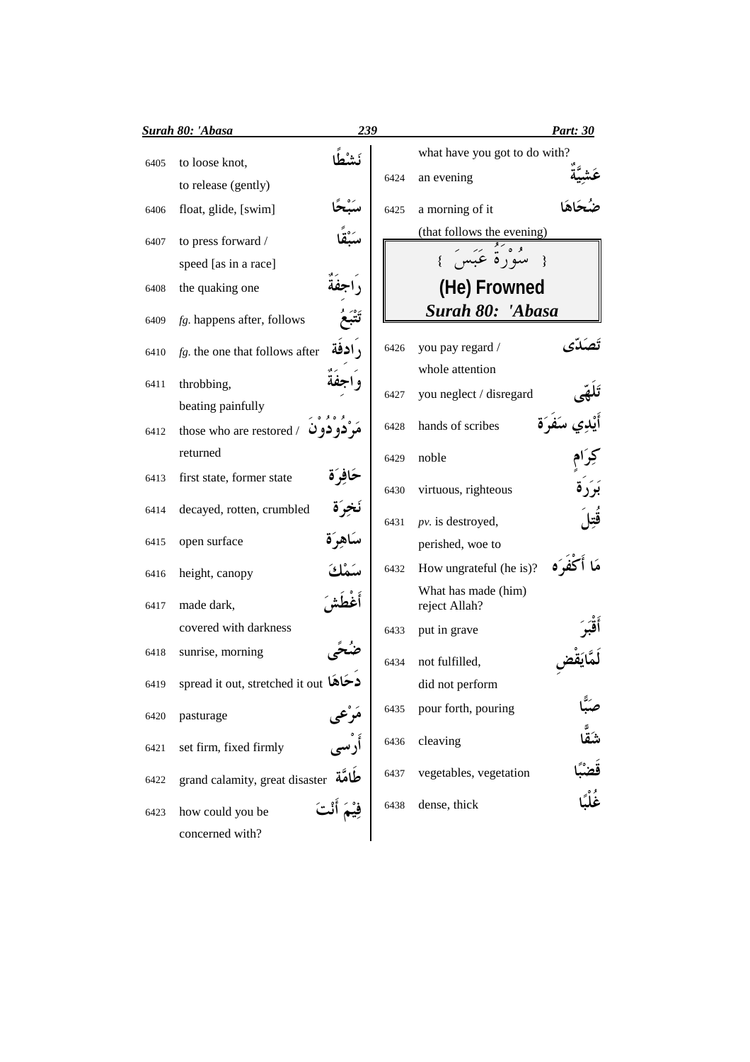| No. | Meaning | Arabic |
|---|---|---|
| 6405 | to loose knot, to release (gently) | نَشْطًا |
| 6406 | float, glide, [swim] | سَبْحًا |
| 6407 | to press forward / speed [as in a race] | سَبْقًا |
| 6408 | the quaking one | رَاجِفَةٌ |
| 6409 | *fg.* happens after, follows | تَتْبَعُ |
| 6410 | *fg.* the one that follows after | رَادِفَة |
| 6411 | throbbing, beating painfully | وَاجِفَةٌ |
| 6412 | those who are restored / returned | مَرْدُوْدُوْنَ |
| 6413 | first state, former state | حَافِرَة |
| 6414 | decayed, rotten, crumbled | نَخِرَة |
| 6415 | open surface | سَاهِرَة |
| 6416 | height, canopy | سَمْكَ |
| 6417 | made dark, covered with darkness | أَغْطَشَ |
| 6418 | sunrise, morning | ضُحًى |
| 6419 | spread it out, stretched it out | دَحَاهَا |
| 6420 | pasturage | مَرْعى |
| 6421 | set firm, fixed firmly | أَرْسى |
| 6422 | grand calamity, great disaster | طَامَّة |
| 6423 | how could you be concerned with? what have you got to do with? | فِيْمَ أَنْتَ |
| 6424 | an evening | عَشِيَّةٌ |
| 6425 | a morning of it (that follows the evening) | ضُحَاهَا |

## { سُوْرَةُ عَبَسَ }

## (He) Frowned

## *Surah 80: 'Abasa*

| No. | Meaning | Arabic |
|---|---|---|
| 6426 | you pay regard / whole attention | تَصَدّى |
| 6427 | you neglect / disregard | تَلَهّى |
| 6428 | hands of scribes | أَيْدِي سَفَرَة |
| 6429 | noble | كِرَامٍ |
| 6430 | virtuous, righteous | بَرَرَة |
| 6431 | *pv.* is destroyed, perished, woe to | قُتِلَ |
| 6432 | How ungrateful (he is)? What has made (him) reject Allah? | مَا أَكْفَرَه |
| 6433 | put in grave | أَقْبَرَ |
| 6434 | not fulfilled, did not perform | لَمَّايَقْضِ |
| 6435 | pour forth, pouring | صَبًّا |
| 6436 | cleaving | شَقًّا |
| 6437 | vegetables, vegetation | قَضْبًا |
| 6438 | dense, thick | غُلْبًا |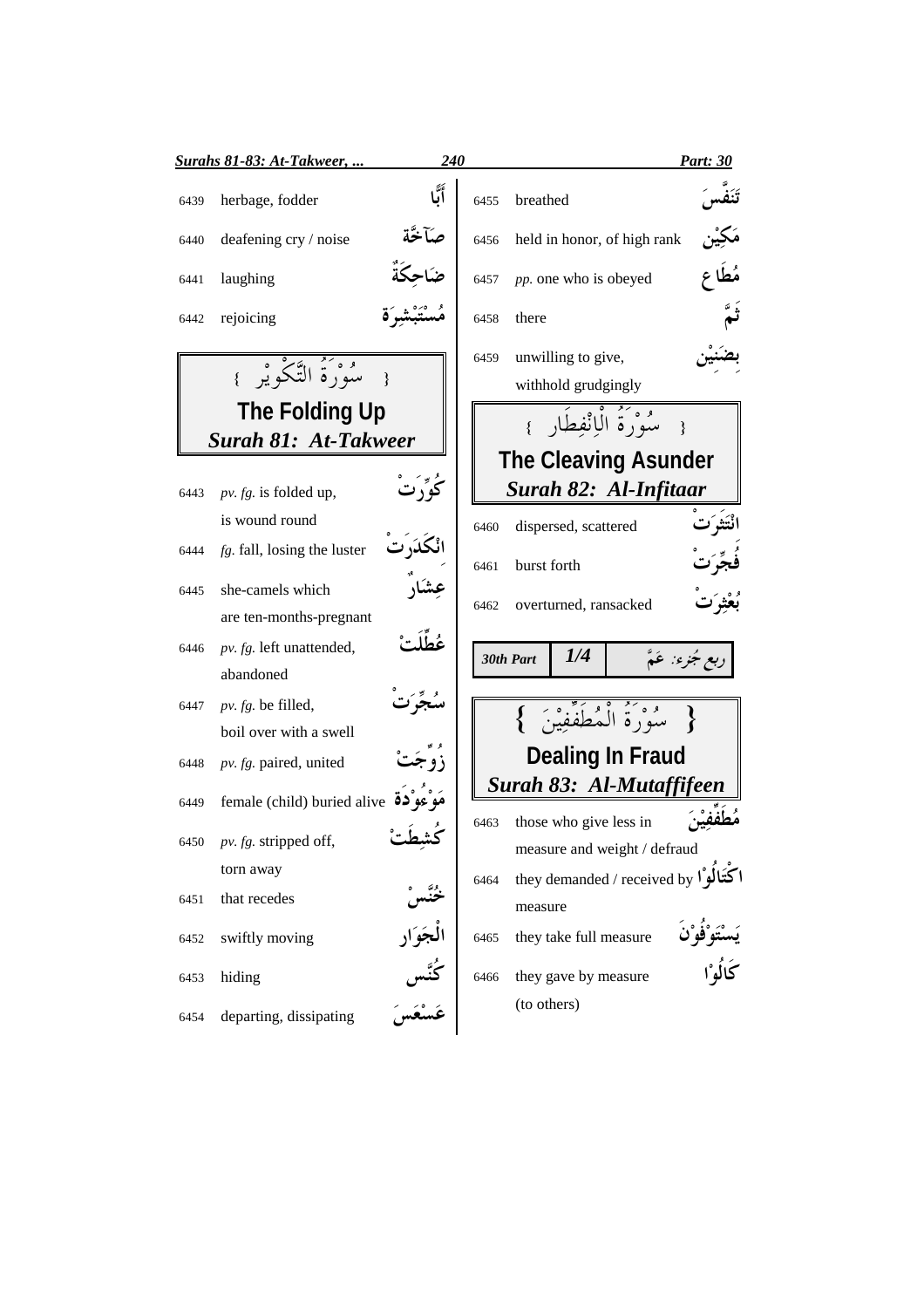| | | |
|---|---|---|
| 6439 | herbage, fodder | أَبًّا |
| 6440 | deafening cry / noise | صَآخَّة |
| 6441 | laughing | ضَاحِكَةٌ |
| 6442 | rejoicing | مُسْتَبْشِرَة |

## { سُوْرَةُ التَّكْوِيْر }
## The Folding Up
## *Surah 81: At-Takweer*

| | | |
|---|---|---|
| 6443 | *pv. fg.* is folded up, is wound round | كُوِّرَتْ |
| 6444 | *fg.* fall, losing the luster | انْكَدَرَتْ |
| 6445 | she-camels which are ten-months-pregnant | عِشَارُ |
| 6446 | *pv. fg.* left unattended, abandoned | عُطِّلَتْ |
| 6447 | *pv. fg.* be filled, boil over with a swell | سُجِّرَتْ |
| 6448 | *pv. fg.* paired, united | زُوِّجَتْ |
| 6449 | female (child) buried alive | مَوْءُوْدَة |
| 6450 | *pv. fg.* stripped off, torn away | كُشِطَتْ |
| 6451 | that recedes | خُنَّسْ |
| 6452 | swiftly moving | الْجَوَار |
| 6453 | hiding | كُنَّس |
| 6454 | departing, dissipating | عَسْعَسَ |
| 6455 | breathed | تَنَفَّسَ |
| 6456 | held in honor, of high rank | مَكِيْن |
| 6457 | *pp.* one who is obeyed | مُطَاع |
| 6458 | there | ثَمَّ |
| 6459 | unwilling to give, withhold grudgingly | بِضَنِيْن |

## { سُوْرَةُ الْاِنْفِطَار }
## The Cleaving Asunder
## *Surah 82: Al-Infitaar*

| | | |
|---|---|---|
| 6460 | dispersed, scattered | انْتَثَرَتْ |
| 6461 | burst forth | فُجِّرَتْ |
| 6462 | overturned, ransacked | بُعْثِرَتْ |

| *30th Part* | *1/4* | ربع جُزء: عَمَّ |
|---|---|---|

## { سُوْرَةُ الْمُطَفِّفِيْنَ }
## Dealing In Fraud
## *Surah 83: Al-Mutaffifeen*

| | | |
|---|---|---|
| 6463 | those who give less in measure and weight / defraud | مُطَفِّفِيْنَ |
| 6464 | they demanded / received by measure | اكْتَالُوْا |
| 6465 | they take full measure | يَسْتَوْفُوْنَ |
| 6466 | they gave by measure (to others) | كَالُوْا |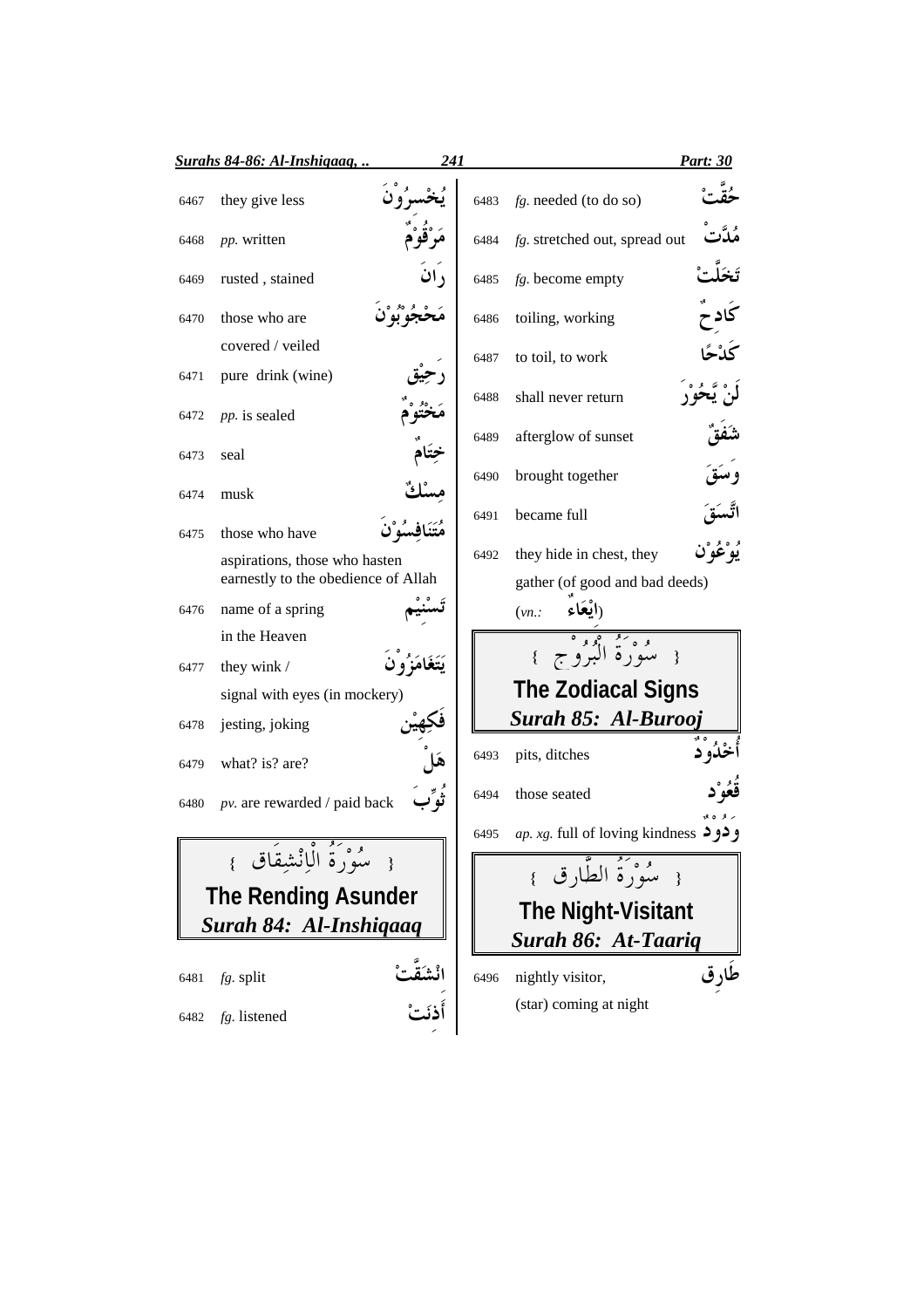| No. | Meaning | Arabic |
|---|---|---|
| 6467 | they give less | يُخْسِرُوْنَ |
| 6468 | *pp.* written | مَرْقُوْمٌ |
| 6469 | rusted , stained | رَانَ |
| 6470 | those who are covered / veiled | مَحْجُوْبُوْنَ |
| 6471 | pure drink (wine) | رَحِيْق |
| 6472 | *pp.* is sealed | مَخْتُوْمٌ |
| 6473 | seal | خِتَامٌ |
| 6474 | musk | مِسْكٌ |
| 6475 | those who have aspirations, those who hasten earnestly to the obedience of Allah | مُتَنَافِسُوْنَ |
| 6476 | name of a spring in the Heaven | تَسْنِيْم |
| 6477 | they wink / signal with eyes (in mockery) | يَتَغَامَزُوْنَ |
| 6478 | jesting, joking | فَكِهِيْن |
| 6479 | what? is? are? | هَلْ |
| 6480 | *pv.* are rewarded / paid back | ثُوِّبَ |

## { سُوْرَةُ الْاِنْشِقَاق }
## The Rending Asunder
### *Surah 84: Al-Inshiqaaq*

| No. | Meaning | Arabic |
|---|---|---|
| 6481 | *fg.* split | انْشَقَّتْ |
| 6482 | *fg.* listened | أَذِنَتْ |
| 6483 | *fg.* needed (to do so) | حُقَّتْ |
| 6484 | *fg.* stretched out, spread out | مُدَّتْ |
| 6485 | *fg.* become empty | تَخَلَّتْ |
| 6486 | toiling, working | كَادِحٌ |
| 6487 | to toil, to work | كَدْحًا |
| 6488 | shall never return | لَنْ يَّحُوْرَ |
| 6489 | afterglow of sunset | شَفَقٌ |
| 6490 | brought together | وَسَقَ |
| 6491 | became full | اتَّسَقَ |
| 6492 | they hide in chest, they gather (of good and bad deeds) (*vn.:* اِيْعَاءٌ) | يُوْعُوْن |

## { سُوْرَةُ الْبُرُوْجِ }
## The Zodiacal Signs
### *Surah 85: Al-Burooj*

| No. | Meaning | Arabic |
|---|---|---|
| 6493 | pits, ditches | أُخْدُوْدٌ |
| 6494 | those seated | قُعُوْد |
| 6495 | *ap. xg.* full of loving kindness | وَدُوْدٌ |

## { سُوْرَةُ الطَّارِق }
## The Night-Visitant
### *Surah 86: At-Taariq*

| No. | Meaning | Arabic |
|---|---|---|
| 6496 | nightly visitor, (star) coming at night | طَارِق |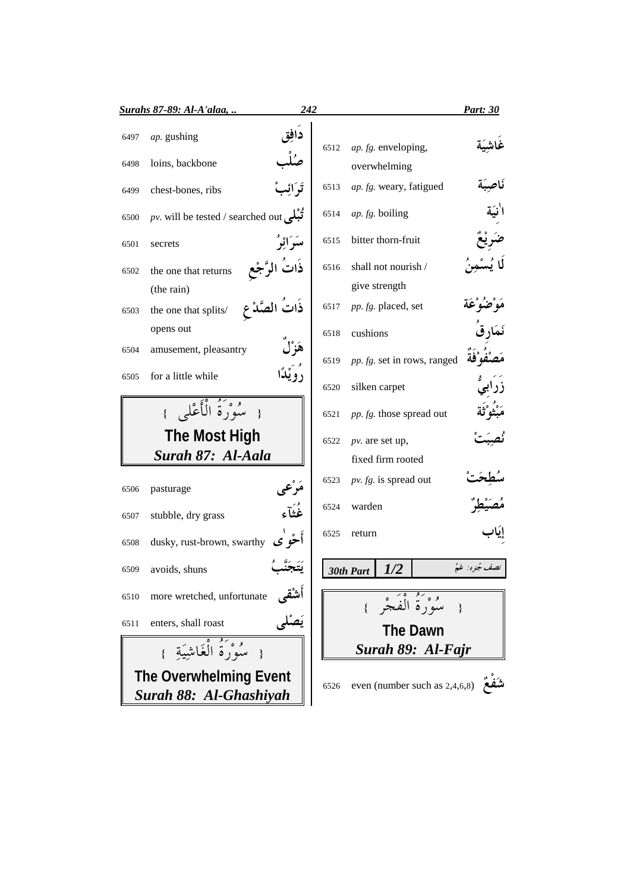| No. | Meaning | Word |
|---|---|---|
| 6497 | *ap.* gushing | دَافِق |
| 6498 | loins, backbone | صُلْب |
| 6499 | chest-bones, ribs | تَرَائِبْ |
| 6500 | *pv.* will be tested / searched out | تُبْلَى |
| 6501 | secrets | سَرَائِرُ |
| 6502 | the one that returns (the rain) | ذَاتُ الرَّجْعِ |
| 6503 | the one that splits/ opens out | ذَاتُ الصَّدْعِ |
| 6504 | amusement, pleasantry | هَزْلٌ |
| 6505 | for a little while | رُوَيْدًا |

## سُوْرَةُ الْأَعْلٰى
## The Most High
## *Surah 87: Al-Aala*

| No. | Meaning | Word |
|---|---|---|
| 6506 | pasturage | مَرْعٰى |
| 6507 | stubble, dry grass | غُثَآء |
| 6508 | dusky, rust-brown, swarthy | أَحْوٰى |
| 6509 | avoids, shuns | يَتَجَنَّبُ |
| 6510 | more wretched, unfortunate | أَشْقٰى |
| 6511 | enters, shall roast | يَصْلٰى |

## سُوْرَةُ الْغَاشِيَةِ
## The Overwhelming Event
## *Surah 88: Al-Ghashiyah*

| No. | Meaning | Word |
|---|---|---|
| 6512 | *ap. fg.* enveloping, overwhelming | غَاشِيَة |
| 6513 | *ap. fg.* weary, fatigued | نَاصِبَة |
| 6514 | *ap. fg.* boiling | اٰنِيَة |
| 6515 | bitter thorn-fruit | ضَرِيْعٌ |
| 6516 | shall not nourish / give strength | لَا يُسْمِنُ |
| 6517 | *pp. fg.* placed, set | مَوْضُوْعَة |
| 6518 | cushions | نَمَارِقُ |
| 6519 | *pp. fg.* set in rows, ranged | مَصْفُوْفَةٌ |
| 6520 | silken carpet | زَرَابِيُّ |
| 6521 | *pp. fg.* those spread out | مَبْثُوْثَة |
| 6522 | *pv.* are set up, fixed firm rooted | نُصِبَتْ |
| 6523 | *pv. fg.* is spread out | سُطِحَتْ |
| 6524 | warden | مُصَيْطِرٌ |
| 6525 | return | إِيَاب |

*30th Part* **1/2** نصف جُزء: عَمَّ

## سُوْرَةُ الْفَجْرِ
## The Dawn
## *Surah 89: Al-Fajr*

| No. | Meaning | Word |
|---|---|---|
| 6526 | even (number such as 2,4,6,8) | شَفْعٌ |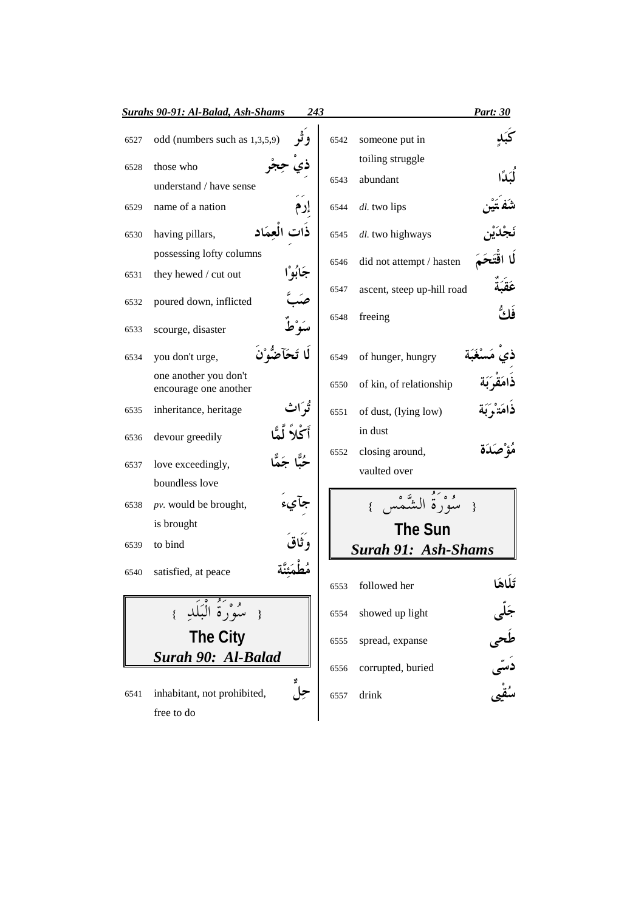| | | |
|---|---|---|
| 6527 | odd (numbers such as 1,3,5,9) | وَتْر |
| 6528 | those who understand / have sense | ذِيْ حِجْر |
| 6529 | name of a nation | إِرَمَ |
| 6530 | having pillars, possessing lofty columns | ذَاتِ الْعِمَاد |
| 6531 | they hewed / cut out | جَابُوْا |
| 6532 | poured down, inflicted | صَبَّ |
| 6533 | scourge, disaster | سَوْطٌ |
| 6534 | you don't urge, one another you don't encourage one another | لَا تَحَاَضُّوْنَ |
| 6535 | inheritance, heritage | تُرَاث |
| 6536 | devour greedily | أَكْلاً لَّمًّا |
| 6537 | love exceedingly, boundless love | حُبًّا جَمًّا |
| 6538 | *pv.* would be brought, is brought | جآيءَ |
| 6539 | to bind | وَثَاقَ |
| 6540 | satisfied, at peace | مُطْمَئِنَّة |

## { سُوْرَةُ الْبَلَدِ }
## The City
## *Surah 90: Al-Balad*

| | | |
|---|---|---|
| 6541 | inhabitant, not prohibited, free to do | حِلٌّ |
| 6542 | someone put in toiling struggle | كَبَدٍ |
| 6543 | abundant | لُبَدًا |
| 6544 | *dl.* two lips | شَفَتَيْن |
| 6545 | *dl.* two highways | نَجْدَيْن |
| 6546 | did not attempt / hasten | لَا اقْتَحَمَ |
| 6547 | ascent, steep up-hill road | عَقَبَةٌ |
| 6548 | freeing | فَكُّ |
| 6549 | of hunger, hungry | ذِيْ مَسْغَبَة |
| 6550 | of kin, of relationship | ذَامَقْرَبَة |
| 6551 | of dust, (lying low) in dust | ذَامَتْرَبَة |
| 6552 | closing around, vaulted over | مُؤْصَدَة |

## { سُوْرَةُ الشَّمْس }
## The Sun
## *Surah 91: Ash-Shams*

| | | |
|---|---|---|
| 6553 | followed her | تَلَاهَا |
| 6554 | showed up light | جَلّي |
| 6555 | spread, expanse | طَحي |
| 6556 | corrupted, buried | دَسّي |
| 6557 | drink | سُقْيِ |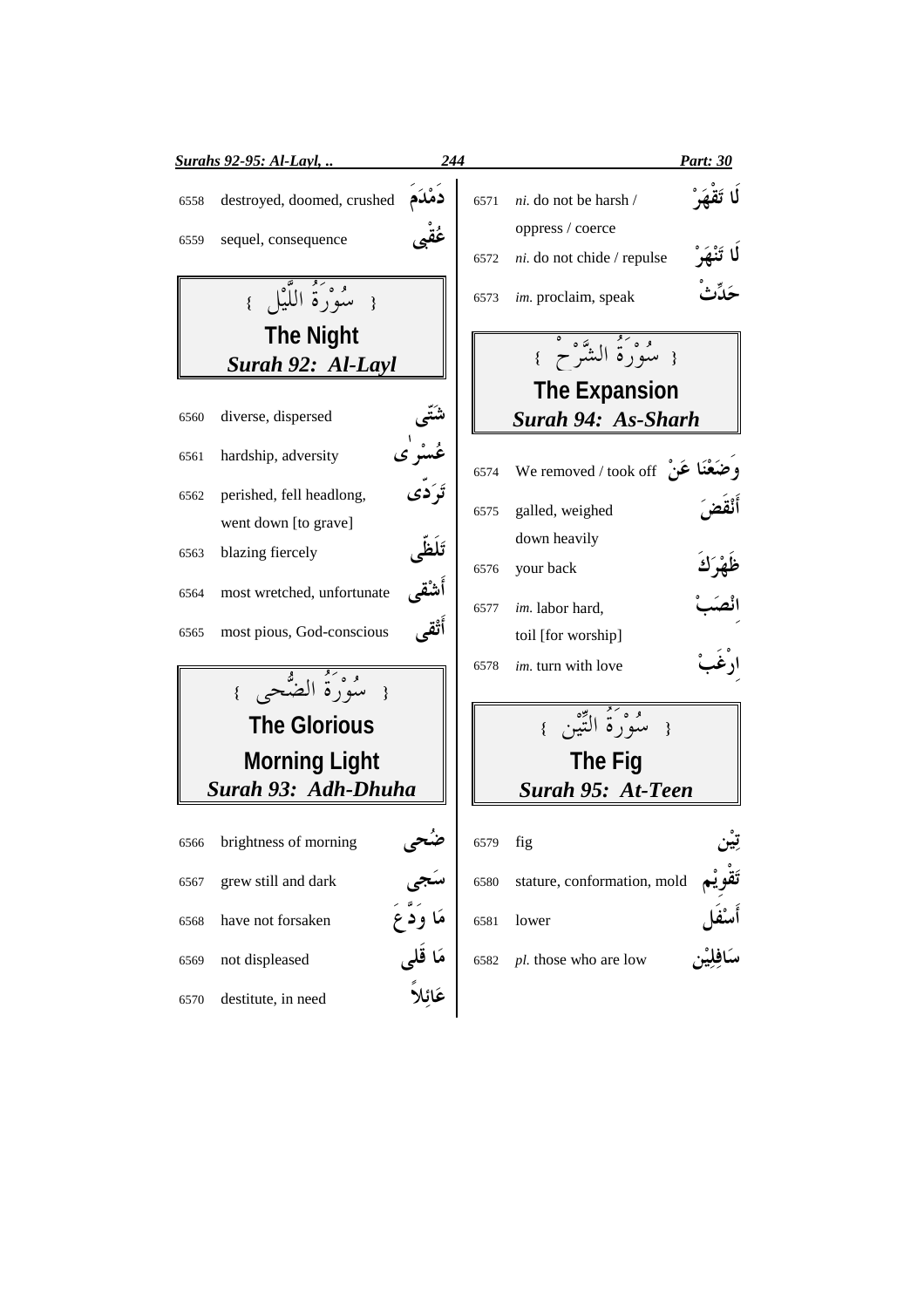| | | |
|---|---|---|
| 6558 | destroyed, doomed, crushed | دَمْدَمَ |
| 6559 | sequel, consequence | عُقْبى |

## ﴿ سُوْرَةُ اللَّيْل ﴾

## The Night

### *Surah 92: Al-Layl*

| | | |
|---|---|---|
| 6560 | diverse, dispersed | شَتّى |
| 6561 | hardship, adversity | عُسْرٰى |
| 6562 | perished, fell headlong, went down [to grave] | تَرَدّى |
| 6563 | blazing fiercely | تَلَظّى |
| 6564 | most wretched, unfortunate | أَشْقى |
| 6565 | most pious, God-conscious | أَتْقى |

## ﴿ سُوْرَةُ الضُّحى ﴾

## The Glorious Morning Light

### *Surah 93: Adh-Dhuha*

| | | |
|---|---|---|
| 6566 | brightness of morning | ضُحى |
| 6567 | grew still and dark | سَجى |
| 6568 | have not forsaken | مَا وَدَّعَ |
| 6569 | not displeased | مَا قَلى |
| 6570 | destitute, in need | عَائِلاً |
| 6571 | *ni.* do not be harsh / oppress / coerce | لَا تَقْهَرْ |
| 6572 | *ni.* do not chide / repulse | لَا تَنْهَرْ |
| 6573 | *im.* proclaim, speak | حَدِّثْ |

## ﴿ سُوْرَةُ الشَّرْح ﴾

## The Expansion

### *Surah 94: As-Sharh*

| | | |
|---|---|---|
| 6574 | We removed / took off | وَضَعْنَا عَنْ |
| 6575 | galled, weighed down heavily | أَنْقَضَ |
| 6576 | your back | ظَهْرَكَ |
| 6577 | *im.* labor hard, toil [for worship] | انْصَبْ |
| 6578 | *im.* turn with love | ارْغَبْ |

## ﴿ سُوْرَةُ التِّيْن ﴾

## The Fig

### *Surah 95: At-Teen*

| | | |
|---|---|---|
| 6579 | fig | تِيْن |
| 6580 | stature, conformation, mold | تَقْوِيْم |
| 6581 | lower | أَسْفَل |
| 6582 | *pl.* those who are low | سَافِلِيْن |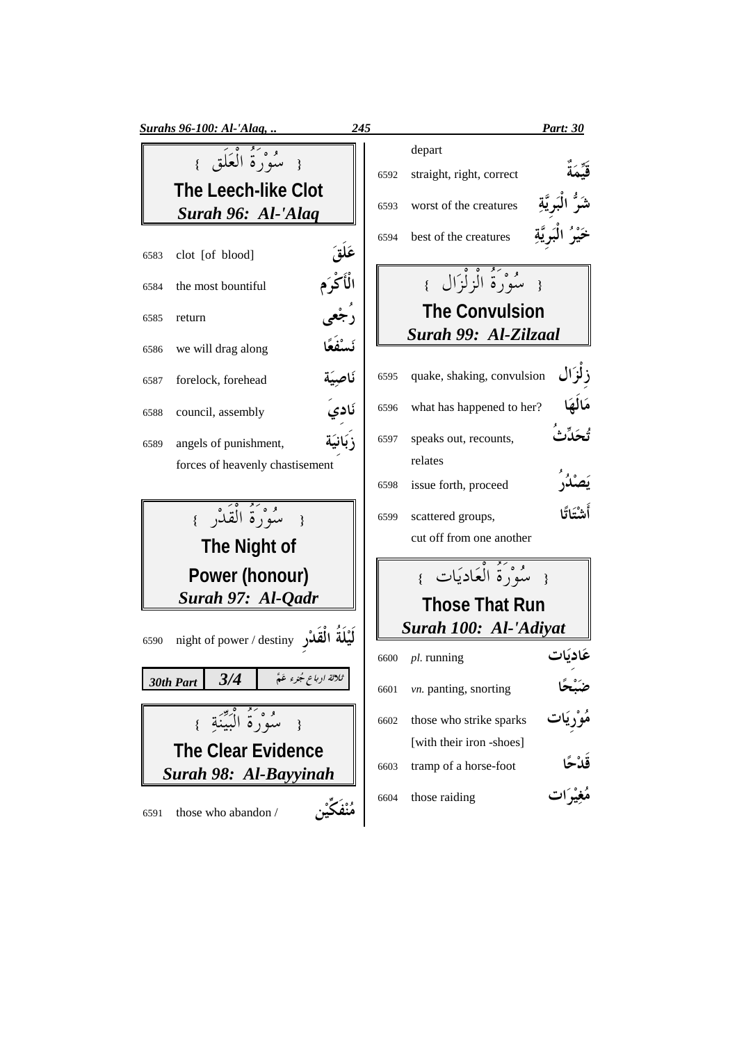## ﴿ سُوْرَةُ الْعَلَق ﴾

## The Leech-like Clot

### *Surah 96: Al-'Alaq*

| | | |
|---|---|---|
| 6583 | clot [of blood] | عَلَقَ |
| 6584 | the most bountiful | الْأَكْرَم |
| 6585 | return | رُجْعٰى |
| 6586 | we will drag along | نَسْفَعًا |
| 6587 | forelock, forehead | نَاصِيَة |
| 6588 | council, assembly | نَادِيَ |
| 6589 | angels of punishment, forces of heavenly chastisement | زَبَانِيَة |

## ﴿ سُوْرَةُ الْقَدْر ﴾

## The Night of Power (honour)

### *Surah 97: Al-Qadr*

| | | |
|---|---|---|
| 6590 | night of power / destiny | لَيْلَةُ الْقَدْرِ |

**30th Part** **3/4** ثلاثة ارباع جُزء عَمَّ

## ﴿ سُوْرَةُ الْبَيِّنَة ﴾

## The Clear Evidence

### *Surah 98: Al-Bayyinah*

| | | |
|---|---|---|
| 6591 | those who abandon / depart | مُنْفَكِّيْن |
| 6592 | straight, right, correct | قَيِّمَةٌ |
| 6593 | worst of the creatures | شَرُّ الْبَرِيَّةِ |
| 6594 | best of the creatures | خَيْرُ الْبَرِيَّةِ |

## ﴿ سُوْرَةُ الزِلْزَال ﴾

## The Convulsion

### *Surah 99: Al-Zilzaal*

| | | |
|---|---|---|
| 6595 | quake, shaking, convulsion | زِلْزَال |
| 6596 | what has happened to her? | مَالَهَا |
| 6597 | speaks out, recounts, relates | تُحَدِّثُ |
| 6598 | issue forth, proceed | يَصْدُرُ |
| 6599 | scattered groups, cut off from one another | أَشْتَاتًا |

## ﴿ سُوْرَةُ الْعَادِيَات ﴾

## Those That Run

### *Surah 100: Al-'Adiyat*

| | | |
|---|---|---|
| 6600 | *pl.* running | عَادِيَات |
| 6601 | *vn.* panting, snorting | ضَبْحًا |
| 6602 | those who strike sparks [with their iron -shoes] | مُوْرِيَات |
| 6603 | tramp of a horse-foot | قَدْحًا |
| 6604 | those raiding | مُغِيْرَات |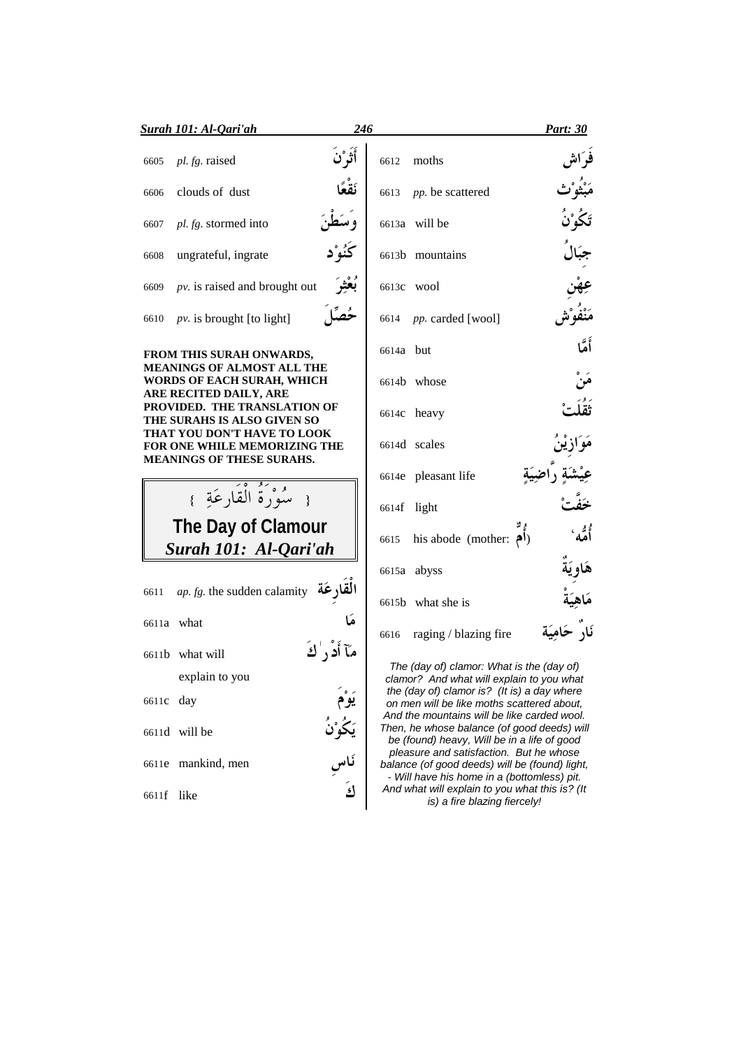| | | |
|---|---|---|
| 6605 | *pl. fg.* raised | أَثَرْنَ |
| 6606 | clouds of dust | نَقْعًا |
| 6607 | *pl. fg.* stormed into | وَسَطْنَ |
| 6608 | ungrateful, ingrate | كَنُوْد |
| 6609 | *pv.* is raised and brought out | بُعْثِرَ |
| 6610 | *pv.* is brought [to light] | حُصِّلَ |

**FROM THIS SURAH ONWARDS, MEANINGS OF ALMOST ALL THE WORDS OF EACH SURAH, WHICH ARE RECITED DAILY, ARE PROVIDED. THE TRANSLATION OF THE SURAHS IS ALSO GIVEN SO THAT YOU DON'T HAVE TO LOOK FOR ONE WHILE MEMORIZING THE MEANINGS OF THESE SURAHS.**

## { سُوْرَةُ الْقَارِعَةِ }

## The Day of Clamour

## *Surah 101: Al-Qari'ah*

| | | |
|---|---|---|
| 6611 | *ap. fg.* the sudden calamity | الْقَارِعَة |
| 6611a | what | مَا |
| 6611b | what will explain to you | مَآ أَدْرٰكَ |
| 6611c | day | يَوْمَ |
| 6611d | will be | يَكُوْنُ |
| 6611e | mankind, men | نَاس |
| 6611f | like | كَ |
| 6612 | moths | فَرَاش |
| 6613 | *pp.* be scattered | مَبْثُوْث |
| 6613a | will be | تَكُوْنُ |
| 6613b | mountains | جِبَالُ |
| 6613c | wool | عِهْن |
| 6614 | *pp.* carded [wool] | مَنْفُوْش |
| 6614a | but | أَمَّا |
| 6614b | whose | مَنْ |
| 6614c | heavy | ثَقُلَتْ |
| 6614d | scales | مَوَازِيْنُ |
| 6614e | pleasant life | عِيْشَةٍ رَّاضِيَةٍ |
| 6614f | light | خَفَّتْ |
| 6615 | his abode (mother: أُمٌّ) | أُمُّه |
| 6615a | abyss | هَاوِيَةٌ |
| 6615b | what she is | مَاهِيَهْ |
| 6616 | raging / blazing fire | نَارٌ حَامِيَة |

*The (day of) clamor: What is the (day of) clamor? And what will explain to you what the (day of) clamor is? (It is) a day where on men will be like moths scattered about, And the mountains will be like carded wool. Then, he whose balance (of good deeds) will be (found) heavy, Will be in a life of good pleasure and satisfaction. But he whose balance (of good deeds) will be (found) light, - Will have his home in a (bottomless) pit. And what will explain to you what this is? (It is) a fire blazing fiercely!*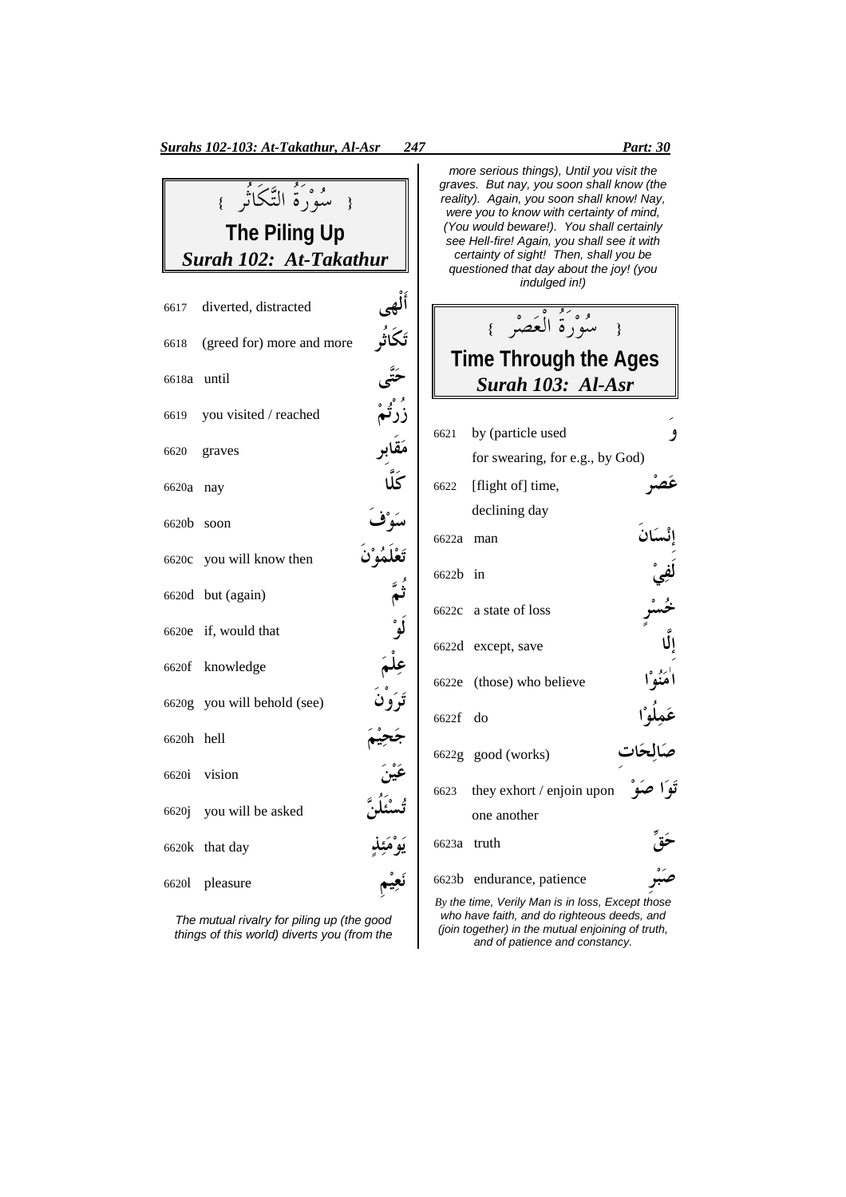## سُوْرَةُ التَّكَاثُر

## The Piling Up

### *Surah 102: At-Takathur*

| No. | Meaning | Arabic |
|---|---|---|
| 6617 | diverted, distracted | أَلْهى |
| 6618 | (greed for) more and more | تَكَاثُر |
| 6618a | until | حَتَّى |
| 6619 | you visited / reached | زُرْتُمْ |
| 6620 | graves | مَقَابِر |
| 6620a | nay | كَلَّا |
| 6620b | soon | سَوْفَ |
| 6620c | you will know then | تَعْلَمُوْنَ |
| 6620d | but (again) | ثُمَّ |
| 6620e | if, would that | لَوْ |
| 6620f | knowledge | عِلْمَ |
| 6620g | you will behold (see) | تَرَوْنَ |
| 6620h | hell | جَحِيْمَ |
| 6620i | vision | عَيْنَ |
| 6620j | you will be asked | تُسْئَلُنَّ |
| 6620k | that day | يَوْمَئِذٍ |
| 6620l | pleasure | نَعِيْمِ |

*The mutual rivalry for piling up (the good things of this world) diverts you (from the more serious things), Until you visit the graves. But nay, you soon shall know (the reality). Again, you soon shall know! Nay, were you to know with certainty of mind, (You would beware!). You shall certainly see Hell-fire! Again, you shall see it with certainty of sight! Then, shall you be questioned that day about the joy! (you indulged in!)*

## سُوْرَةُ الْعَصْر

## Time Through the Ages

### *Surah 103: Al-Asr*

| No. | Meaning | Arabic |
|---|---|---|
| 6621 | by (particle used for swearing, for e.g., by God) | وَ |
| 6622 | [flight of] time, declining day | عَصْرْ |
| 6622a | man | إِنْسَانَ |
| 6622b | in | لَفِيْ |
| 6622c | a state of loss | خُسْرٍ |
| 6622d | except, save | إِلَّا |
| 6622e | (those) who believe | اٰمَنُوْا |
| 6622f | do | عَمِلُوْا |
| 6622g | good (works) | صَالِحَاتِ |
| 6623 | they exhort / enjoin upon one another | تَوَا صَوْ |
| 6623a | truth | حَقِّ |
| 6623b | endurance, patience | صَبْرِ |

*By the time, Verily Man is in loss, Except those who have faith, and do righteous deeds, and (join together) in the mutual enjoining of truth, and of patience and constancy.*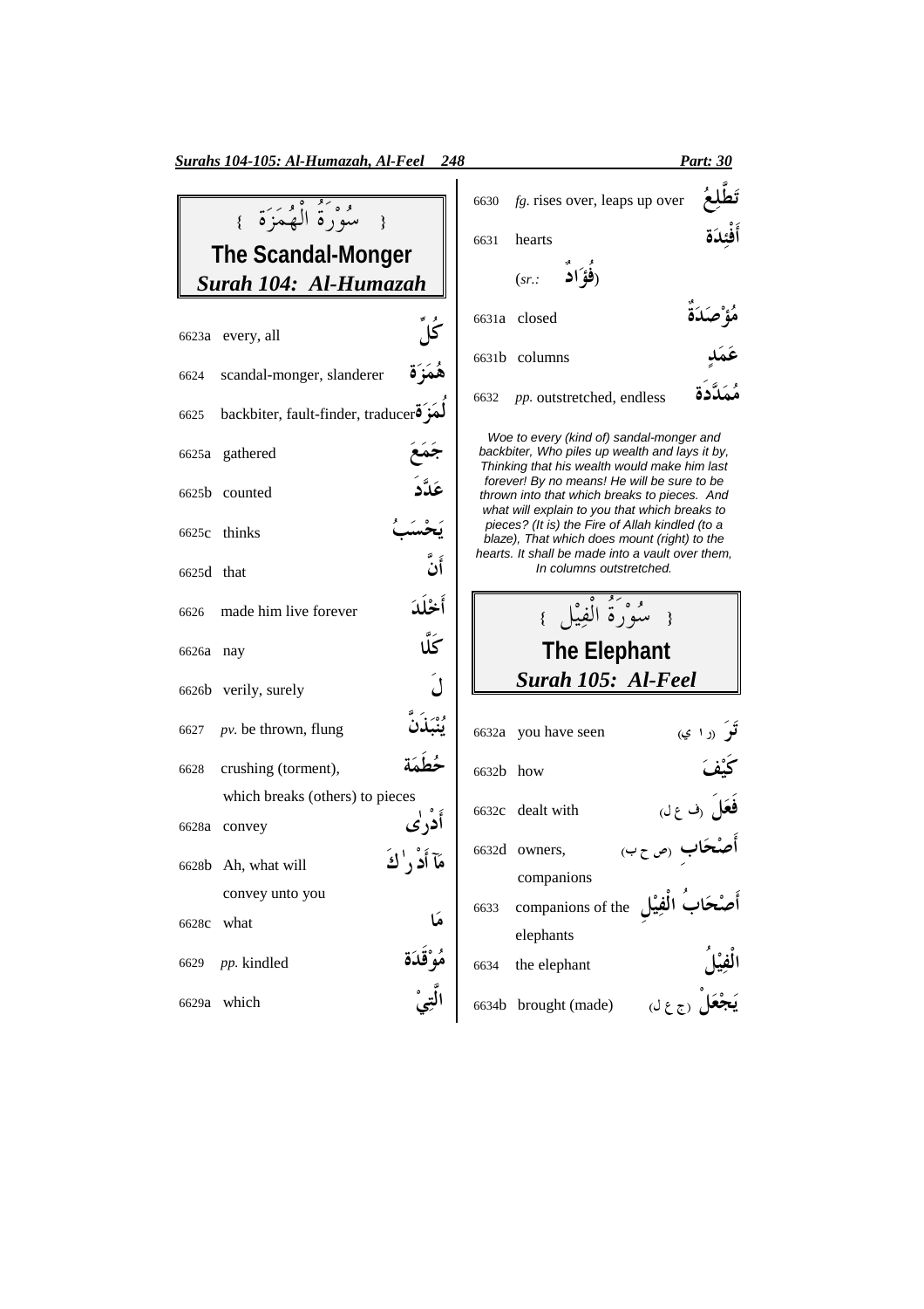## سُورَةُ الْهُمَزَة
## The Scandal-Monger
## *Surah 104: Al-Humazah*

| | | |
|---|---|---|
| 6623a | every, all | كُلٍّ |
| 6624 | scandal-monger, slanderer | هُمَزَة |
| 6625 | backbiter, fault-finder, traducer | لُمَزَة |
| 6625a | gathered | جَمَعَ |
| 6625b | counted | عَدَّدَ |
| 6625c | thinks | يَحْسَبُ |
| 6625d | that | أَنَّ |
| 6626 | made him live forever | أَخْلَدَ |
| 6626a | nay | كَلَّا |
| 6626b | verily, surely | لَ |
| 6627 | *pv.* be thrown, flung | يُنْبَذَنَّ |
| 6628 | crushing (torment), which breaks (others) to pieces | حُطَمَة |
| 6628a | convey | أَدْرٰى |
| 6628b | Ah, what will convey unto you | مَآ أَدْرٰكَ |
| 6628c | what | مَا |
| 6629 | *pp.* kindled | مُوْقَدَة |
| 6629a | which | الَّتِيْ |
| 6630 | *fg.* rises over, leaps up over | تَطَّلِعُ |
| 6631 | hearts (*sr.:* فُؤَادٌ) | أَفْئِدَة |
| 6631a | closed | مُؤْصَدَةٌ |
| 6631b | columns | عَمَدٍ |
| 6632 | *pp.* outstretched, endless | مُمَدَّدَة |

*Woe to every (kind of) sandal-monger and backbiter, Who piles up wealth and lays it by, Thinking that his wealth would make him last forever! By no means! He will be sure to be thrown into that which breaks to pieces. And what will explain to you that which breaks to pieces? (It is) the Fire of Allah kindled (to a blaze), That which does mount (right) to the hearts. It shall be made into a vault over them, In columns outstretched.*

## سُورَةُ الْفِيْل
## The Elephant
## *Surah 105: Al-Feel*

| | | |
|---|---|---|
| 6632a | you have seen | تَرَ (ر ا ي) |
| 6632b | how | كَيْفَ |
| 6632c | dealt with | فَعَلَ (ف ع ل) |
| 6632d | owners, companions | أَصْحَابِ (ص ح ب) |
| 6633 | companions of the elephants | أَصْحَابُ الْفِيْلِ |
| 6634 | the elephant | الْفِيْلُ |
| 6634b | brought (made) | يَجْعَلْ (ج ع ل) |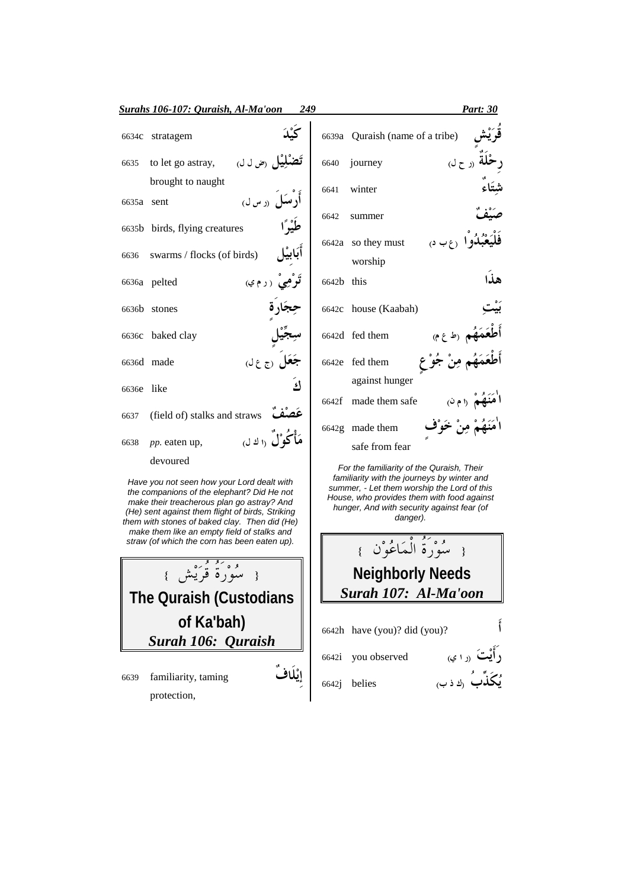| | | |
|---|---|---|
| 6634c | stratagem | كَيْدَ |
| 6635 | to let go astray, brought to naught | تَضْلِيْل (ض ل ل) |
| 6635a | sent | أَرْسَلَ (ر س ل) |
| 6635b | birds, flying creatures | طَيْرًا |
| 6636 | swarms / flocks (of birds) | أَبَابِيْل |
| 6636a | pelted | تَرْمِيْ (ر م ي) |
| 6636b | stones | حِجَارَةٍ |
| 6636c | baked clay | سِجِّيْلٍ |
| 6636d | made | جَعَلَ (ج ع ل) |
| 6636e | like | كَ |
| 6637 | (field of) stalks and straws | عَصْفٌ |
| 6638 | *pp.* eaten up, devoured | مَأْكُوْلٌ (ا ك ل) |

*Have you not seen how your Lord dealt with the companions of the elephant? Did He not make their treacherous plan go astray? And (He) sent against them flight of birds, Striking them with stones of baked clay. Then did (He) make them like an empty field of stalks and straw (of which the corn has been eaten up).*

## { سُوْرَةُ قُرَيْش }
## The Quraish (Custodians of Ka'bah)
### *Surah 106: Quraish*

| | | |
|---|---|---|
| 6639 | familiarity, taming protection, | إِيْلَافٌ |
| 6639a | Quraish (name of a tribe) | قُرَيْشٍ |
| 6640 | journey | رِحْلَةٌ (ر ح ل) |
| 6641 | winter | شِتَاءٌ |
| 6642 | summer | صَيْفٌ |
| 6642a | so they must worship | فَلْيَعْبُدُوْا (ع ب د) |
| 6642b | this | هٰذَا |
| 6642c | house (Kaabah) | بَيْتِ |
| 6642d | fed them | أَطْعَمَهُم (ط ع م) |
| 6642e | fed them against hunger | أَطْعَمَهُم مِنْ جُوْعٍ |
| 6642f | made them safe | اٰمَنَهُمْ (ا م ن) |
| 6642g | made them safe from fear | اٰمَنَهُمْ مِنْ خَوْفٍ |

*For the familiarity of the Quraish, Their familiarity with the journeys by winter and summer, - Let them worship the Lord of this House, who provides them with food against hunger, And with security against fear (of danger).*

## { سُوْرَةُ الْمَاعُوْن }
## Neighborly Needs
### *Surah 107: Al-Ma'oon*

| | | |
|---|---|---|
| 6642h | have (you)? did (you)? | أَ |
| 6642i | you observed | رَأَيْتَ (ر ا ي) |
| 6642j | belies | يُكَذِّبُ (ك ذ ب) |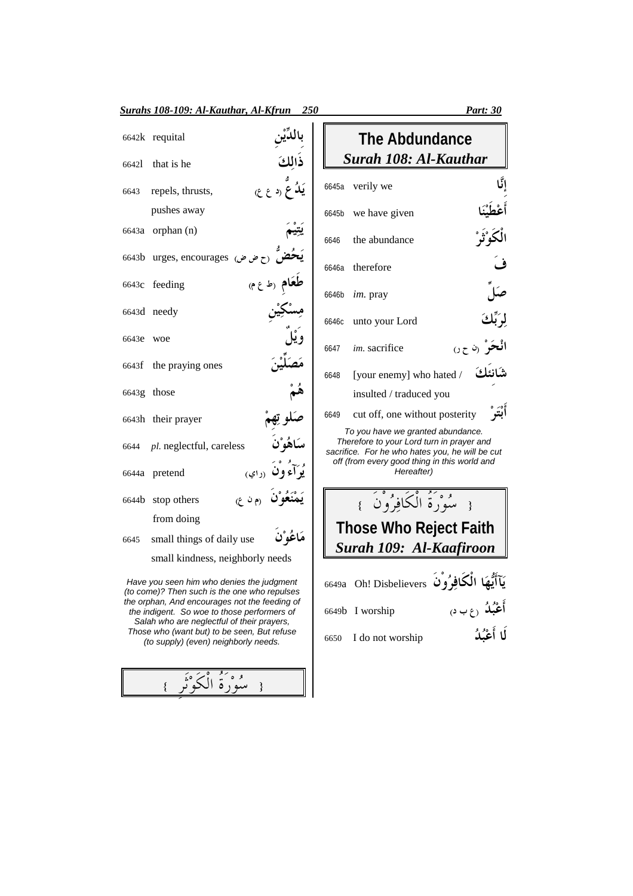| | | |
|---|---|---|
| 6642k | requital | بالدِّيْنِ |
| 6642l | that is he | ذَالِكَ |
| 6643 | repels, thrusts, pushes away | يَدُعُّ (د ع ع) |
| 6643a | orphan (n) | يَتِيْمَ |
| 6643b | urges, encourages | يَحُضُّ (ح ض ض) |
| 6643c | feeding | طَعَامِ (ط ع م) |
| 6643d | needy | مِسْكِيْنِ |
| 6643e | woe | وَيْلٌ |
| 6643f | the praying ones | مُصَلِّيْنَ |
| 6643g | those | هُمْ |
| 6643h | their prayer | صَلوتِهِمْ |
| 6644 | *pl.* neglectful, careless | سَاهُوْنَ |
| 6644a | pretend | يُرَآءُوْنَ (راي) |
| 6644b | stop others from doing | يَمْنَعُوْنَ (م ن ع) |
| 6645 | small things of daily use small kindness, neighborly needs | مَاعُوْنَ |

*Have you seen him who denies the judgment (to come)? Then such is the one who repulses the orphan, And encourages not the feeding of the indigent. So woe to those performers of Salah who are neglectful of their prayers, Those who (want but) to be seen, But refuse (to supply) (even) neighborly needs.*

{ سُوْرَةُ الْكَوْثَرِ }

## The Abdundance
### *Surah 108: Al-Kauthar*

| | | |
|---|---|---|
| 6645a | verily we | إِنَّا |
| 6645b | we have given | أَعْطَيْنَا |
| 6646 | the abundance | الْكَوْثَرْ |
| 6646a | therefore | فَ |
| 6646b | *im.* pray | صَلِّ |
| 6646c | unto your Lord | لِرَبِّكَ |
| 6647 | *im.* sacrifice | انْحَرْ (ن ح ر) |
| 6648 | [your enemy] who hated / insulted / traduced you | شَانِئَكَ |
| 6649 | cut off, one without posterity | أَبْتَرْ |

*To you have we granted abundance. Therefore to your Lord turn in prayer and sacrifice. For he who hates you, he will be cut off (from every good thing in this world and Hereafter)*

{ سُوْرَةُ الْكَافِرُوْنَ }

## Those Who Reject Faith
### *Surah 109: Al-Kaafiroon*

| | | |
|---|---|---|
| 6649a | Oh! Disbelievers | يَآأَيُّهَا الْكَافِرُوْنَ |
| 6649b | I worship | أَعْبُدُ (ع ب د) |
| 6650 | I do not worship | لَا أَعْبُدُ |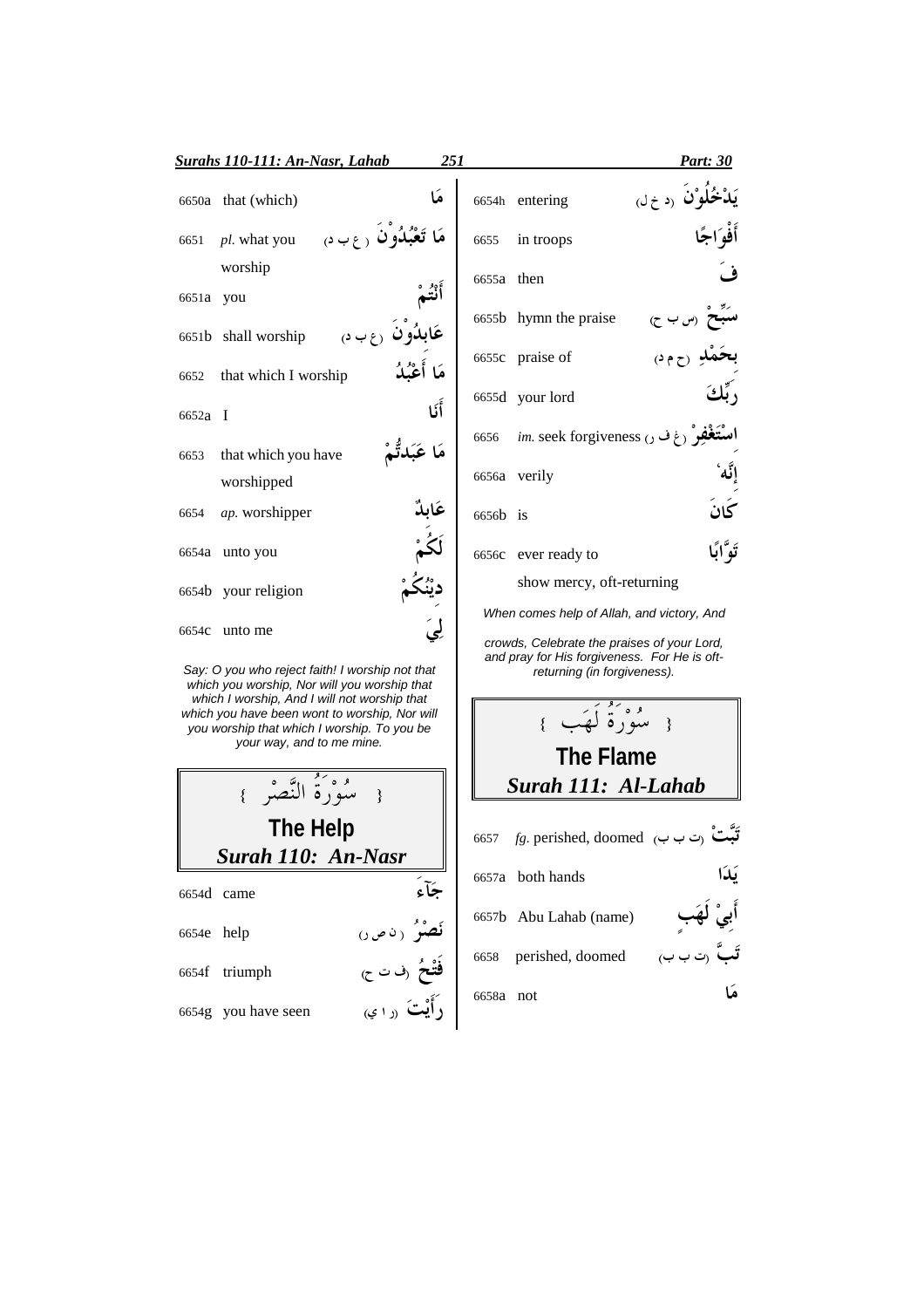| | | |
|---|---|---|
| 6650a | that (which) | مَا |
| 6651 | *pl.* what you worship | مَا تَعْبُدُوْنَ (ع ب د) |
| 6651a | you | أَنْتُمْ |
| 6651b | shall worship | عَابِدُوْنَ (ع ب د) |
| 6652 | that which I worship | مَا أَعْبُدُ |
| 6652a | I | أَنَا |
| 6653 | that which you have worshipped | مَا عَبَدتُّمْ |
| 6654 | *ap.* worshipper | عَابِدٌ |
| 6654a | unto you | لَكُمْ |
| 6654b | your religion | دِيْنُكُمْ |
| 6654c | unto me | لِيَ |

*Say: O you who reject faith! I worship not that which you worship, Nor will you worship that which I worship, And I will not worship that which you have been wont to worship, Nor will you worship that which I worship. To you be your way, and to me mine.*

## { سُوْرَةُ النَّصْرِ }
## The Help
## *Surah 110: An-Nasr*

| | | |
|---|---|---|
| 6654d | came | جَآءَ |
| 6654e | help | نَصْرُ (ن ص ر) |
| 6654f | triumph | فَتْحُ (ف ت ح) |
| 6654g | you have seen | رَأَيْتَ (ر ا ي) |
| 6654h | entering | يَدْخُلُوْنَ (د خ ل) |
| 6655 | in troops | أَفْوَاجًا |
| 6655a | then | فَ |
| 6655b | hymn the praise | سَبِّحْ (س ب ح) |
| 6655c | praise of | بِحَمْدِ (ح م د) |
| 6655d | your lord | رَبِّكَ |
| 6656 | *im.* seek forgiveness | اسْتَغْفِرْ (غ ف ر) |
| 6656a | verily | إِنَّهُ |
| 6656b | is | كَانَ |
| 6656c | ever ready to show mercy, oft-returning | تَوَّابًا |

*When comes help of Allah, and victory, And crowds, Celebrate the praises of your Lord, and pray for His forgiveness. For He is oft-returning (in forgiveness).*

## { سُوْرَةُ لَهَبٍ }
## The Flame
## *Surah 111: Al-Lahab*

| | | |
|---|---|---|
| 6657 | *fg.* perished, doomed | تَبَّتْ (ت ب ب) |
| 6657a | both hands | يَدَا |
| 6657b | Abu Lahab (name) | أَبِيْ لَهَبٍ |
| 6658 | perished, doomed | تَبَّ (ت ب ب) |
| 6658a | not | مَا |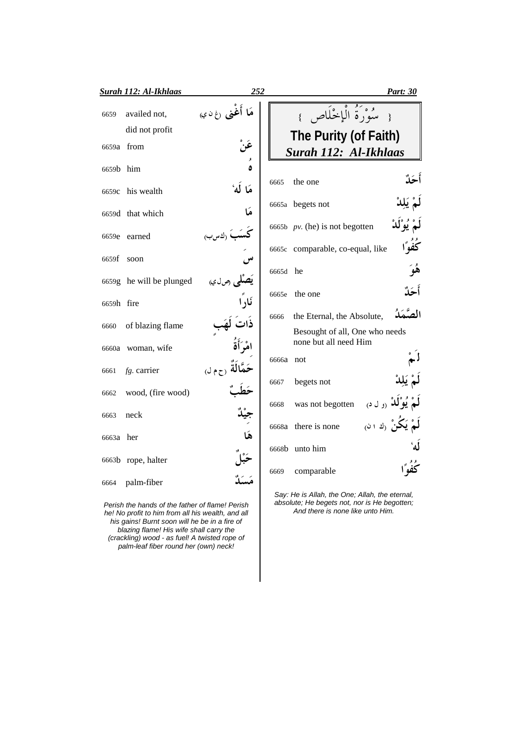| | | |
|---|---|---|
| 6659 | availed not, did not profit | مَا أَغْنٰى (غ ن ي) |
| 6659a | from | عَنْ |
| 6659b | him | هُ |
| 6659c | his wealth | مَا لَهٗ |
| 6659d | that which | مَا |
| 6659e | earned | كَسَبَ (ك س ب) |
| 6659f | soon | سَ |
| 6659g | he will be plunged | يَصْلٰى (ص ل ي) |
| 6659h | fire | نَارًا |
| 6660 | of blazing flame | ذَاتَ لَهَبٍ |
| 6660a | woman, wife | امْرَأَةُ |
| 6661 | *fg.* carrier | حَمَّالَةٌ (ح م ل) |
| 6662 | wood, (fire wood) | حَطَبٌ |
| 6663 | neck | جِيْدٌ |
| 6663a | her | هَا |
| 6663b | rope, halter | حَبْلٌ |
| 6664 | palm-fiber | مَسَدٌ |

*Perish the hands of the father of flame! Perish he! No profit to him from all his wealth, and all his gains! Burnt soon will he be in a fire of blazing flame! His wife shall carry the (crackling) wood - as fuel! A twisted rope of palm-leaf fiber round her (own) neck!*

# سُوْرَةُ الْإِخْلَاص

## The Purity (of Faith)

## *Surah 112: Al-Ikhlaas*

| | | |
|---|---|---|
| 6665 | the one | أَحَدٌ |
| 6665a | begets not | لَمْ يَلِدْ |
| 6665b | *pv.* (he) is not begotten | لَمْ يُوْلَدْ |
| 6665c | comparable, co-equal, like | كُفُوًا |
| 6665d | he | هُوَ |
| 6665e | the one | أَحَدٌ |
| 6666 | the Eternal, the Absolute, Besought of all, One who needs none but all need Him | الصَّمَدُ |
| 6666a | not | لَمْ |
| 6667 | begets not | لَمْ يَلِدْ |
| 6668 | was not begotten | لَمْ يُوْلَدْ (و ل د) |
| 6668a | there is none | لَمْ يَكُنْ (ك ا ن) |
| 6668b | unto him | لَهٗ |
| 6669 | comparable | كُفُوًا |

*Say: He is Allah, the One; Allah, the eternal, absolute; He begets not, nor is He begotten; And there is none like unto Him.*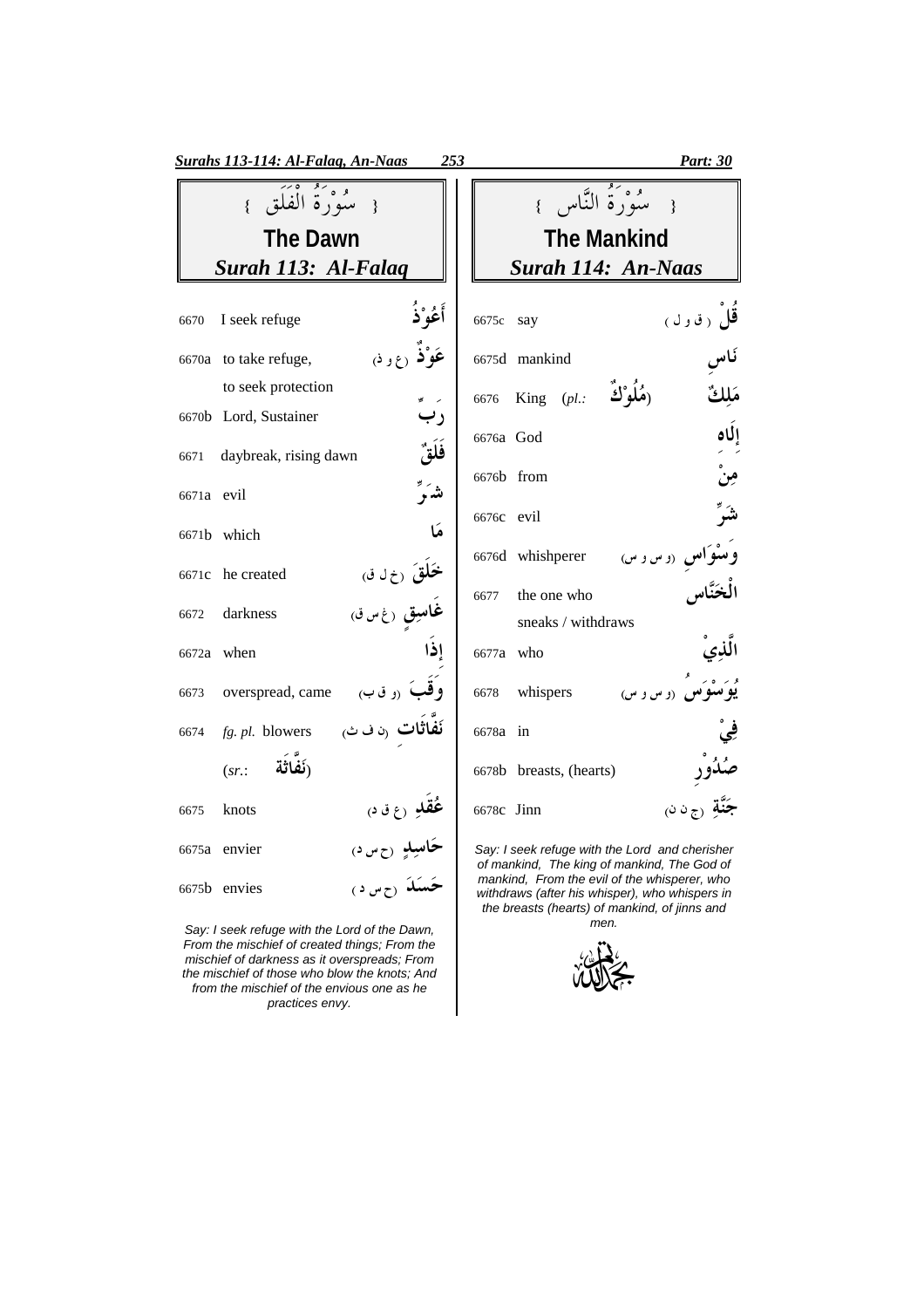## سُوْرَةُ الْفَلَق

## The Dawn

### *Surah 113: Al-Falaq*

| | | |
|---|---|---|
| 6670 | I seek refuge | أَعُوْذُ |
| 6670a | to take refuge, to seek protection | عَوْذٌ (ع و ذ) |
| 6670b | Lord, Sustainer | رَبٌّ |
| 6671 | daybreak, rising dawn | فَلَقٌ |
| 6671a | evil | شَرٌّ |
| 6671b | which | مَا |
| 6671c | he created | خَلَقَ (خ ل ق) |
| 6672 | darkness | غَاسِقٍ (غ س ق) |
| 6672a | when | إِذَا |
| 6673 | overspread, came | وَقَبَ (و ق ب) |
| 6674 | *fg. pl.* blowers (*sr.*: نَفَّاثَة) | نَفَّاثَات (ن ف ث) |
| 6675 | knots | عُقَدِ (ع ق د) |
| 6675a | envier | حَاسِدٍ (ح س د) |
| 6675b | envies | حَسَدَ (ح س د) |

*Say: I seek refuge with the Lord of the Dawn, From the mischief of created things; From the mischief of darkness as it overspreads; From the mischief of those who blow the knots; And from the mischief of the envious one as he practices envy.*

## سُوْرَةُ النَّاس

## The Mankind

### *Surah 114: An-Naas*

| | | |
|---|---|---|
| 6675c | say | قُلْ (ق و ل) |
| 6675d | mankind | نَاس |
| 6676 | King (*pl.*: مُلُوْكٌ) | مَلِكٌ |
| 6676a | God | إِلَاه |
| 6676b | from | مِنْ |
| 6676c | evil | شَرٍّ |
| 6676d | whishperer | وَسْوَاسِ (و س و س) |
| 6677 | the one who sneaks / withdraws | الْخَنَّاس |
| 6677a | who | الَّذِيْ |
| 6678 | whispers | يُوَسْوِسُ (و س و س) |
| 6678a | in | فِيْ |
| 6678b | breasts, (hearts) | صُدُوْرِ |
| 6678c | Jinn | جِنَّةِ (ج ن ن) |

*Say: I seek refuge with the Lord and cherisher of mankind, The king of mankind, The God of mankind, From the evil of the whisperer, who withdraws (after his whisper), who whispers in the breasts (hearts) of mankind, of jinns and men.*

بحمد الله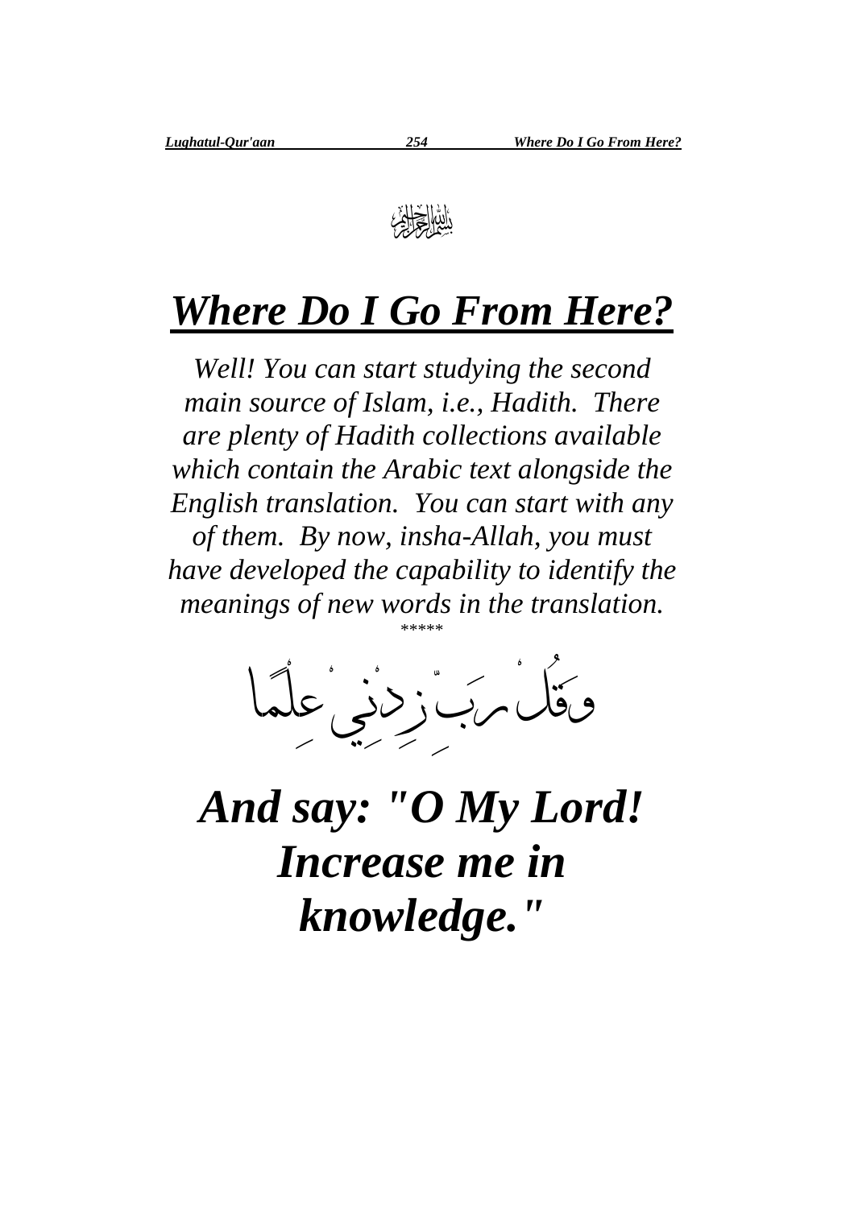بسم الله الرحمن الرحيم

# ***Where Do I Go From Here?***

*Well! You can start studying the second main source of Islam, i.e., Hadith. There are plenty of Hadith collections available which contain the Arabic text alongside the English translation. You can start with any of them. By now, insha-Allah, you must have developed the capability to identify the meanings of new words in the translation.*

*****

وَقُلْ رَبِّ زِدْنِي عِلْمًا

***And say: "O My Lord! Increase me in knowledge."***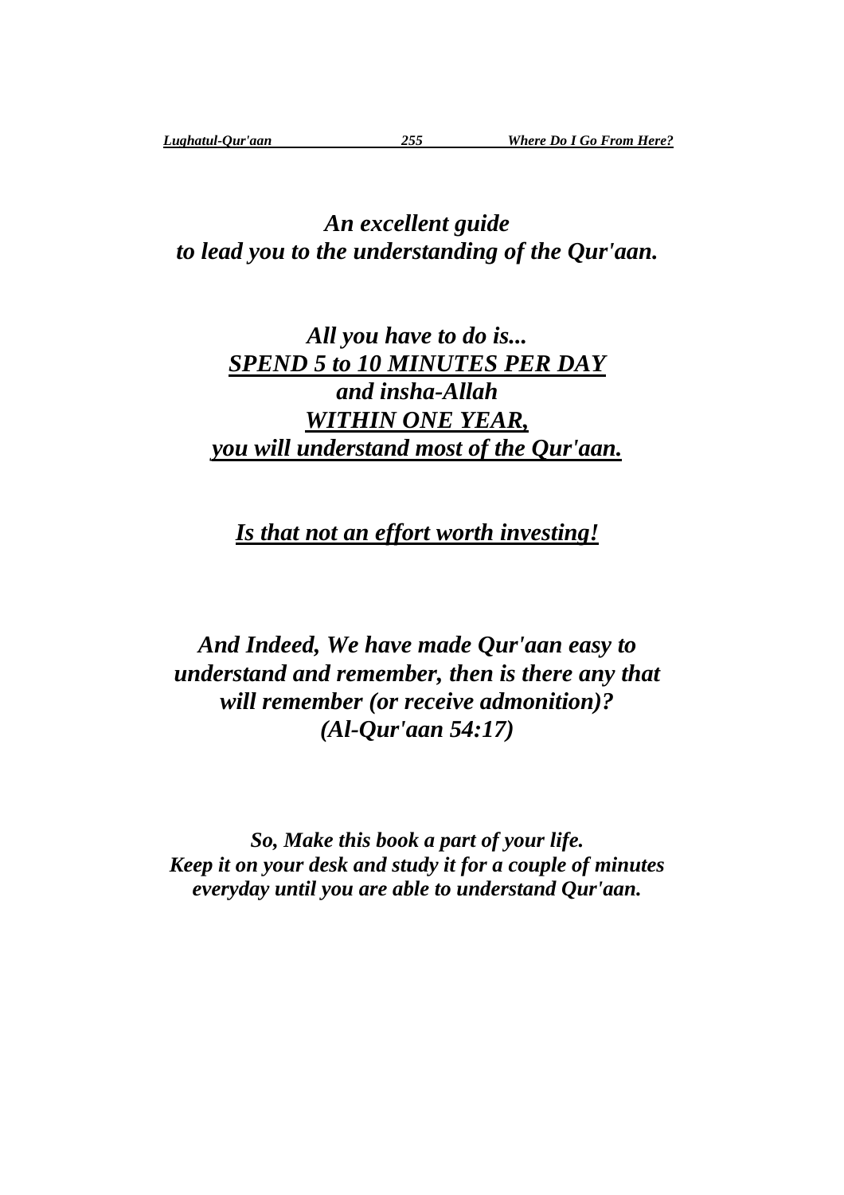***An excellent guide***
***to lead you to the understanding of the Qur'aan.***

***All you have to do is...***
***<u>SPEND 5 to 10 MINUTES PER DAY</u>***
***and insha-Allah***
***<u>WITHIN ONE YEAR,</u>***
***<u>you will understand most of the Qur'aan.</u>***

***<u>Is that not an effort worth investing!</u>***

***And Indeed, We have made Qur'aan easy to understand and remember, then is there any that will remember (or receive admonition)?***
***(Al-Qur'aan 54:17)***

***So, Make this book a part of your life.***
***Keep it on your desk and study it for a couple of minutes everyday until you are able to understand Qur'aan.***